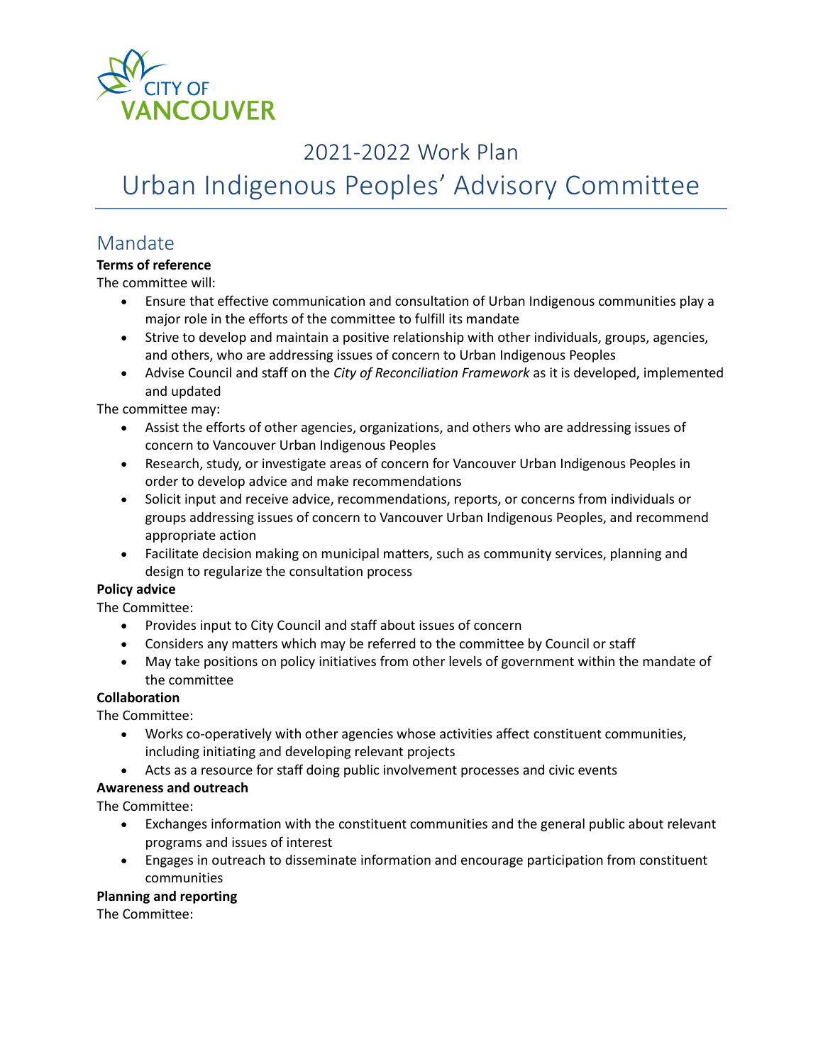# 2021-2022 Work Plan

# Urban Indigenous Peoples' Advisory Committee

## Mandate

**Terms of reference**

The committee will:

- Ensure that effective communication and consultation of Urban Indigenous communities play a major role in the efforts of the committee to fulfill its mandate
- Strive to develop and maintain a positive relationship with other individuals, groups, agencies, and others, who are addressing issues of concern to Urban Indigenous Peoples
- Advise Council and staff on the *City of Reconciliation Framework* as it is developed, implemented and updated

The committee may:

- Assist the efforts of other agencies, organizations, and others who are addressing issues of concern to Vancouver Urban Indigenous Peoples
- Research, study, or investigate areas of concern for Vancouver Urban Indigenous Peoples in order to develop advice and make recommendations
- Solicit input and receive advice, recommendations, reports, or concerns from individuals or groups addressing issues of concern to Vancouver Urban Indigenous Peoples, and recommend appropriate action
- Facilitate decision making on municipal matters, such as community services, planning and design to regularize the consultation process

**Policy advice**

The Committee:

- Provides input to City Council and staff about issues of concern
- Considers any matters which may be referred to the committee by Council or staff
- May take positions on policy initiatives from other levels of government within the mandate of the committee

**Collaboration**

The Committee:

- Works co-operatively with other agencies whose activities affect constituent communities, including initiating and developing relevant projects
- Acts as a resource for staff doing public involvement processes and civic events

**Awareness and outreach**

The Committee:

- Exchanges information with the constituent communities and the general public about relevant programs and issues of interest
- Engages in outreach to disseminate information and encourage participation from constituent communities

**Planning and reporting**

The Committee: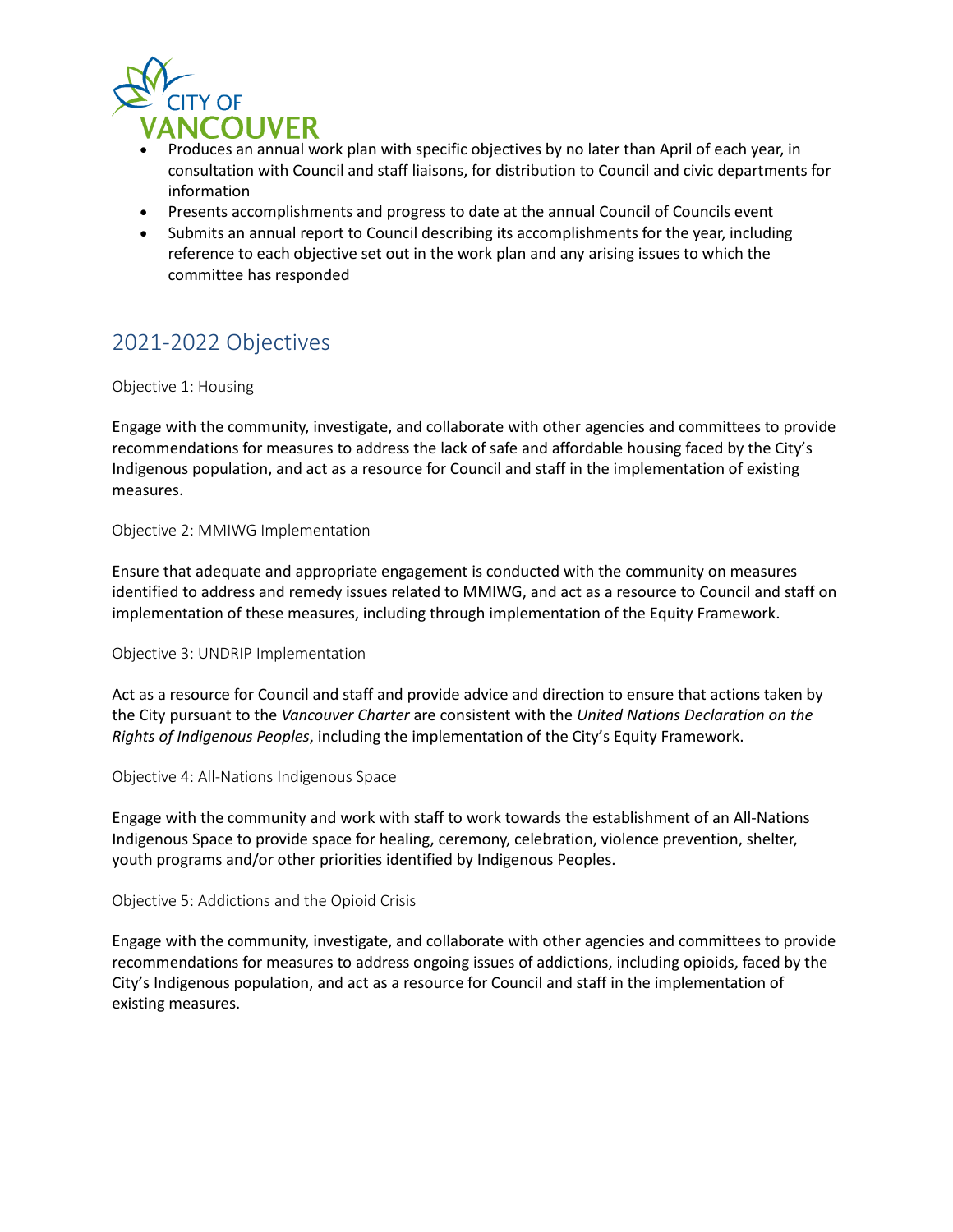- Produces an annual work plan with specific objectives by no later than April of each year, in consultation with Council and staff liaisons, for distribution to Council and civic departments for information
- Presents accomplishments and progress to date at the annual Council of Councils event
- Submits an annual report to Council describing its accomplishments for the year, including reference to each objective set out in the work plan and any arising issues to which the committee has responded

## 2021-2022 Objectives

### Objective 1: Housing

Engage with the community, investigate, and collaborate with other agencies and committees to provide recommendations for measures to address the lack of safe and affordable housing faced by the City's Indigenous population, and act as a resource for Council and staff in the implementation of existing measures.

### Objective 2: MMIWG Implementation

Ensure that adequate and appropriate engagement is conducted with the community on measures identified to address and remedy issues related to MMIWG, and act as a resource to Council and staff on implementation of these measures, including through implementation of the Equity Framework.

### Objective 3: UNDRIP Implementation

Act as a resource for Council and staff and provide advice and direction to ensure that actions taken by the City pursuant to the *Vancouver Charter* are consistent with the *United Nations Declaration on the Rights of Indigenous Peoples*, including the implementation of the City's Equity Framework.

### Objective 4: All-Nations Indigenous Space

Engage with the community and work with staff to work towards the establishment of an All-Nations Indigenous Space to provide space for healing, ceremony, celebration, violence prevention, shelter, youth programs and/or other priorities identified by Indigenous Peoples.

### Objective 5: Addictions and the Opioid Crisis

Engage with the community, investigate, and collaborate with other agencies and committees to provide recommendations for measures to address ongoing issues of addictions, including opioids, faced by the City's Indigenous population, and act as a resource for Council and staff in the implementation of existing measures.